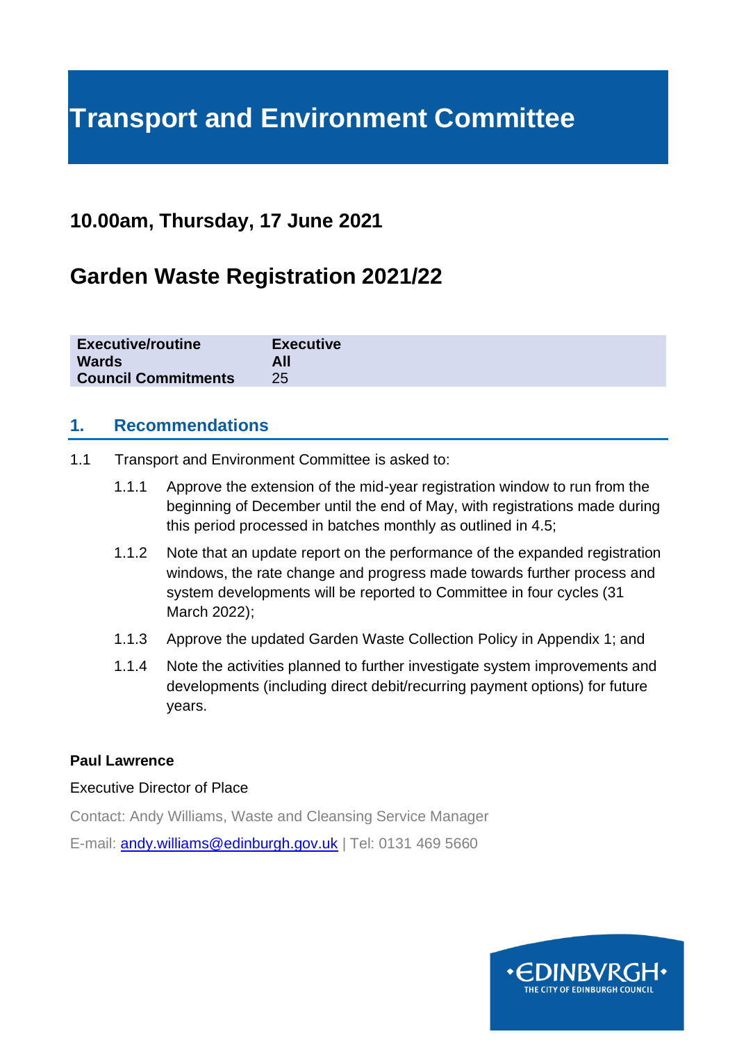# Transport and Environment Committee

## 10.00am, Thursday, 17 June 2021

## Garden Waste Registration 2021/22

| | |
|---|---|
| **Executive/routine** | **Executive** |
| **Wards** | **All** |
| **Council Commitments** | 25 |

## 1. Recommendations

1.1 Transport and Environment Committee is asked to:

1.1.1 Approve the extension of the mid-year registration window to run from the beginning of December until the end of May, with registrations made during this period processed in batches monthly as outlined in 4.5;

1.1.2 Note that an update report on the performance of the expanded registration windows, the rate change and progress made towards further process and system developments will be reported to Committee in four cycles (31 March 2022);

1.1.3 Approve the updated Garden Waste Collection Policy in Appendix 1; and

1.1.4 Note the activities planned to further investigate system improvements and developments (including direct debit/recurring payment options) for future years.

**Paul Lawrence**

Executive Director of Place

Contact: Andy Williams, Waste and Cleansing Service Manager

E-mail: andy.williams@edinburgh.gov.uk | Tel: 0131 469 5660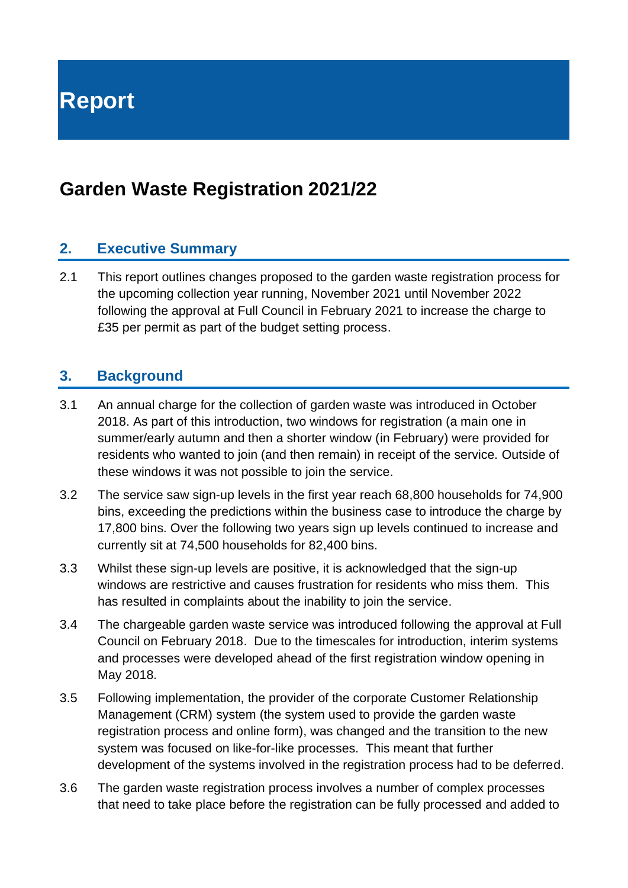# Report

## Garden Waste Registration 2021/22

## 2. Executive Summary

2.1 This report outlines changes proposed to the garden waste registration process for the upcoming collection year running, November 2021 until November 2022 following the approval at Full Council in February 2021 to increase the charge to £35 per permit as part of the budget setting process.

## 3. Background

3.1 An annual charge for the collection of garden waste was introduced in October 2018. As part of this introduction, two windows for registration (a main one in summer/early autumn and then a shorter window (in February) were provided for residents who wanted to join (and then remain) in receipt of the service. Outside of these windows it was not possible to join the service.

3.2 The service saw sign-up levels in the first year reach 68,800 households for 74,900 bins, exceeding the predictions within the business case to introduce the charge by 17,800 bins. Over the following two years sign up levels continued to increase and currently sit at 74,500 households for 82,400 bins.

3.3 Whilst these sign-up levels are positive, it is acknowledged that the sign-up windows are restrictive and causes frustration for residents who miss them. This has resulted in complaints about the inability to join the service.

3.4 The chargeable garden waste service was introduced following the approval at Full Council on February 2018. Due to the timescales for introduction, interim systems and processes were developed ahead of the first registration window opening in May 2018.

3.5 Following implementation, the provider of the corporate Customer Relationship Management (CRM) system (the system used to provide the garden waste registration process and online form), was changed and the transition to the new system was focused on like-for-like processes. This meant that further development of the systems involved in the registration process had to be deferred.

3.6 The garden waste registration process involves a number of complex processes that need to take place before the registration can be fully processed and added to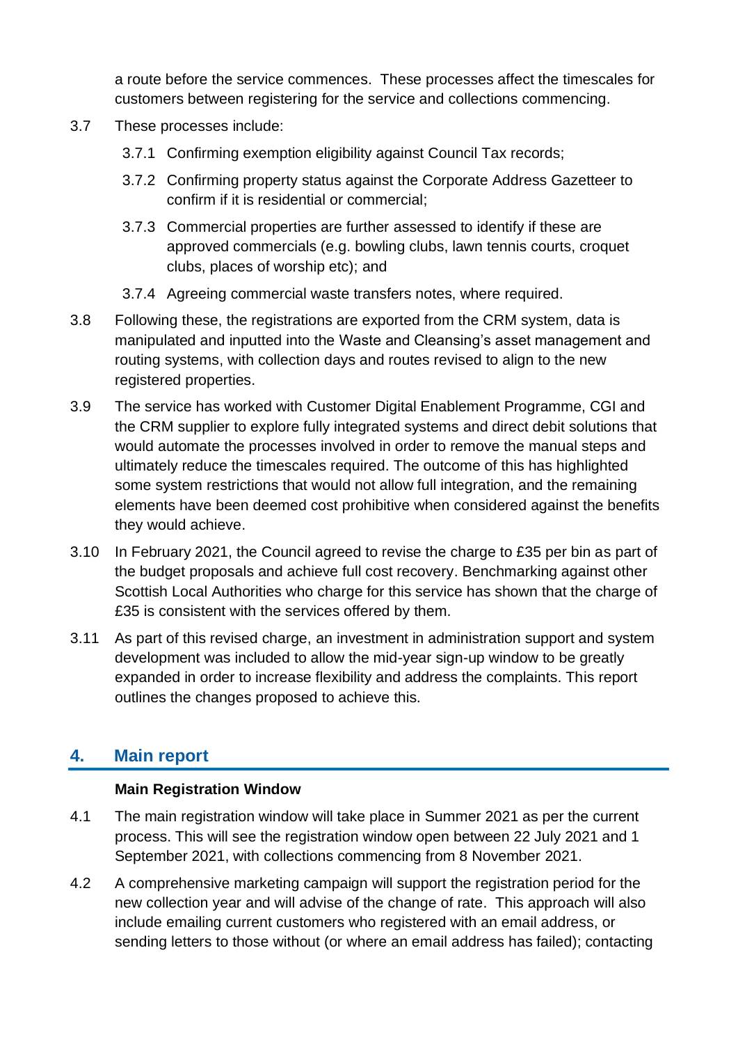a route before the service commences. These processes affect the timescales for customers between registering for the service and collections commencing.

3.7 These processes include:

- 3.7.1 Confirming exemption eligibility against Council Tax records;
- 3.7.2 Confirming property status against the Corporate Address Gazetteer to confirm if it is residential or commercial;
- 3.7.3 Commercial properties are further assessed to identify if these are approved commercials (e.g. bowling clubs, lawn tennis courts, croquet clubs, places of worship etc); and
- 3.7.4 Agreeing commercial waste transfers notes, where required.

3.8 Following these, the registrations are exported from the CRM system, data is manipulated and inputted into the Waste and Cleansing's asset management and routing systems, with collection days and routes revised to align to the new registered properties.

3.9 The service has worked with Customer Digital Enablement Programme, CGI and the CRM supplier to explore fully integrated systems and direct debit solutions that would automate the processes involved in order to remove the manual steps and ultimately reduce the timescales required. The outcome of this has highlighted some system restrictions that would not allow full integration, and the remaining elements have been deemed cost prohibitive when considered against the benefits they would achieve.

3.10 In February 2021, the Council agreed to revise the charge to £35 per bin as part of the budget proposals and achieve full cost recovery. Benchmarking against other Scottish Local Authorities who charge for this service has shown that the charge of £35 is consistent with the services offered by them.

3.11 As part of this revised charge, an investment in administration support and system development was included to allow the mid-year sign-up window to be greatly expanded in order to increase flexibility and address the complaints. This report outlines the changes proposed to achieve this.

## 4. Main report

**Main Registration Window**

4.1 The main registration window will take place in Summer 2021 as per the current process. This will see the registration window open between 22 July 2021 and 1 September 2021, with collections commencing from 8 November 2021.

4.2 A comprehensive marketing campaign will support the registration period for the new collection year and will advise of the change of rate. This approach will also include emailing current customers who registered with an email address, or sending letters to those without (or where an email address has failed); contacting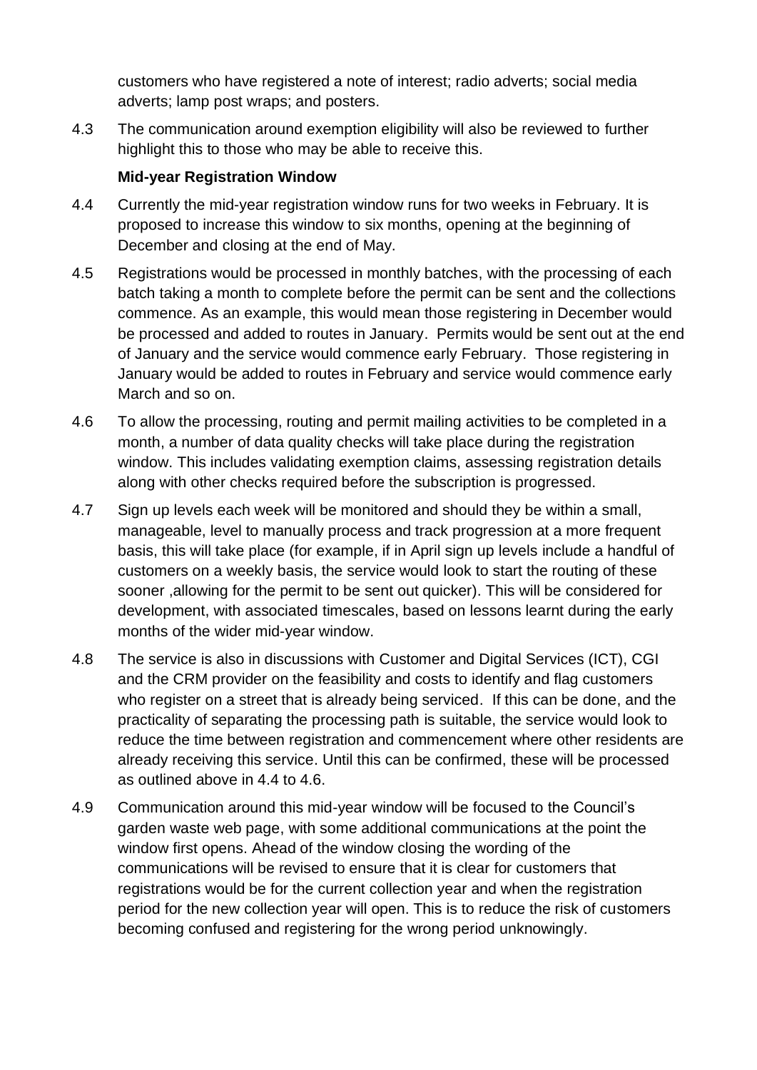customers who have registered a note of interest; radio adverts; social media adverts; lamp post wraps; and posters.

4.3 The communication around exemption eligibility will also be reviewed to further highlight this to those who may be able to receive this.

**Mid-year Registration Window**

4.4 Currently the mid-year registration window runs for two weeks in February. It is proposed to increase this window to six months, opening at the beginning of December and closing at the end of May.

4.5 Registrations would be processed in monthly batches, with the processing of each batch taking a month to complete before the permit can be sent and the collections commence. As an example, this would mean those registering in December would be processed and added to routes in January. Permits would be sent out at the end of January and the service would commence early February. Those registering in January would be added to routes in February and service would commence early March and so on.

4.6 To allow the processing, routing and permit mailing activities to be completed in a month, a number of data quality checks will take place during the registration window. This includes validating exemption claims, assessing registration details along with other checks required before the subscription is progressed.

4.7 Sign up levels each week will be monitored and should they be within a small, manageable, level to manually process and track progression at a more frequent basis, this will take place (for example, if in April sign up levels include a handful of customers on a weekly basis, the service would look to start the routing of these sooner ,allowing for the permit to be sent out quicker). This will be considered for development, with associated timescales, based on lessons learnt during the early months of the wider mid-year window.

4.8 The service is also in discussions with Customer and Digital Services (ICT), CGI and the CRM provider on the feasibility and costs to identify and flag customers who register on a street that is already being serviced. If this can be done, and the practicality of separating the processing path is suitable, the service would look to reduce the time between registration and commencement where other residents are already receiving this service. Until this can be confirmed, these will be processed as outlined above in 4.4 to 4.6.

4.9 Communication around this mid-year window will be focused to the Council's garden waste web page, with some additional communications at the point the window first opens. Ahead of the window closing the wording of the communications will be revised to ensure that it is clear for customers that registrations would be for the current collection year and when the registration period for the new collection year will open. This is to reduce the risk of customers becoming confused and registering for the wrong period unknowingly.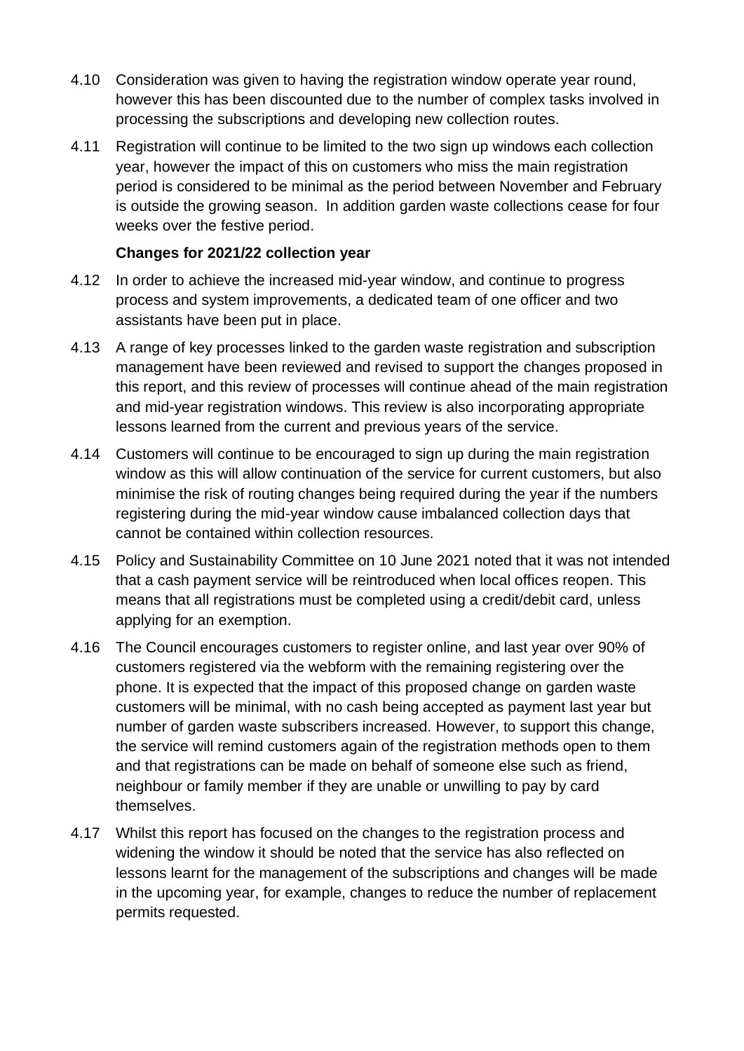4.10 Consideration was given to having the registration window operate year round, however this has been discounted due to the number of complex tasks involved in processing the subscriptions and developing new collection routes.

4.11 Registration will continue to be limited to the two sign up windows each collection year, however the impact of this on customers who miss the main registration period is considered to be minimal as the period between November and February is outside the growing season. In addition garden waste collections cease for four weeks over the festive period.

**Changes for 2021/22 collection year**

4.12 In order to achieve the increased mid-year window, and continue to progress process and system improvements, a dedicated team of one officer and two assistants have been put in place.

4.13 A range of key processes linked to the garden waste registration and subscription management have been reviewed and revised to support the changes proposed in this report, and this review of processes will continue ahead of the main registration and mid-year registration windows. This review is also incorporating appropriate lessons learned from the current and previous years of the service.

4.14 Customers will continue to be encouraged to sign up during the main registration window as this will allow continuation of the service for current customers, but also minimise the risk of routing changes being required during the year if the numbers registering during the mid-year window cause imbalanced collection days that cannot be contained within collection resources.

4.15 Policy and Sustainability Committee on 10 June 2021 noted that it was not intended that a cash payment service will be reintroduced when local offices reopen. This means that all registrations must be completed using a credit/debit card, unless applying for an exemption.

4.16 The Council encourages customers to register online, and last year over 90% of customers registered via the webform with the remaining registering over the phone. It is expected that the impact of this proposed change on garden waste customers will be minimal, with no cash being accepted as payment last year but number of garden waste subscribers increased. However, to support this change, the service will remind customers again of the registration methods open to them and that registrations can be made on behalf of someone else such as friend, neighbour or family member if they are unable or unwilling to pay by card themselves.

4.17 Whilst this report has focused on the changes to the registration process and widening the window it should be noted that the service has also reflected on lessons learnt for the management of the subscriptions and changes will be made in the upcoming year, for example, changes to reduce the number of replacement permits requested.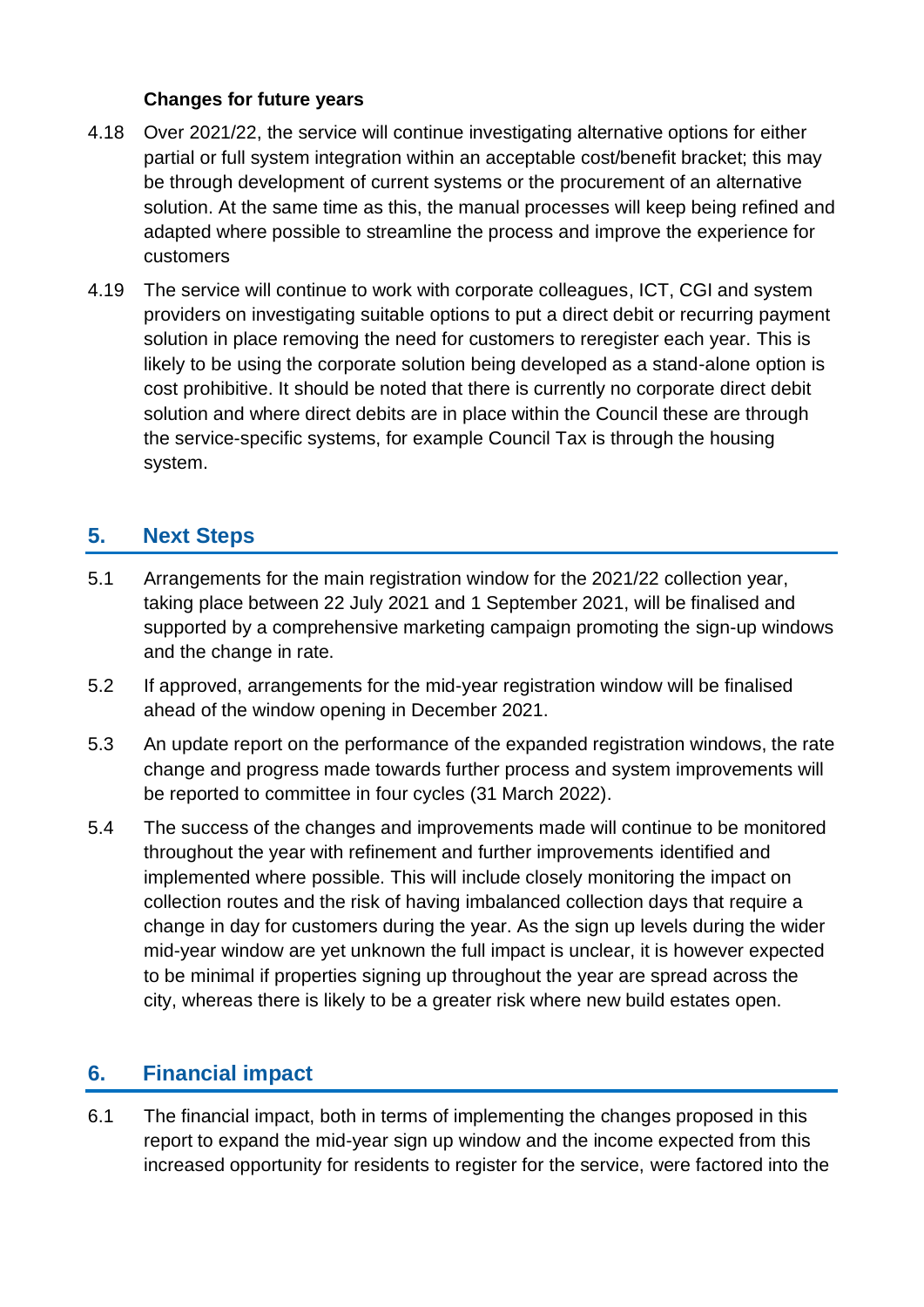**Changes for future years**

4.18 Over 2021/22, the service will continue investigating alternative options for either partial or full system integration within an acceptable cost/benefit bracket; this may be through development of current systems or the procurement of an alternative solution. At the same time as this, the manual processes will keep being refined and adapted where possible to streamline the process and improve the experience for customers

4.19 The service will continue to work with corporate colleagues, ICT, CGI and system providers on investigating suitable options to put a direct debit or recurring payment solution in place removing the need for customers to reregister each year. This is likely to be using the corporate solution being developed as a stand-alone option is cost prohibitive. It should be noted that there is currently no corporate direct debit solution and where direct debits are in place within the Council these are through the service-specific systems, for example Council Tax is through the housing system.

## 5. Next Steps

5.1 Arrangements for the main registration window for the 2021/22 collection year, taking place between 22 July 2021 and 1 September 2021, will be finalised and supported by a comprehensive marketing campaign promoting the sign-up windows and the change in rate.

5.2 If approved, arrangements for the mid-year registration window will be finalised ahead of the window opening in December 2021.

5.3 An update report on the performance of the expanded registration windows, the rate change and progress made towards further process and system improvements will be reported to committee in four cycles (31 March 2022).

5.4 The success of the changes and improvements made will continue to be monitored throughout the year with refinement and further improvements identified and implemented where possible. This will include closely monitoring the impact on collection routes and the risk of having imbalanced collection days that require a change in day for customers during the year. As the sign up levels during the wider mid-year window are yet unknown the full impact is unclear, it is however expected to be minimal if properties signing up throughout the year are spread across the city, whereas there is likely to be a greater risk where new build estates open.

## 6. Financial impact

6.1 The financial impact, both in terms of implementing the changes proposed in this report to expand the mid-year sign up window and the income expected from this increased opportunity for residents to register for the service, were factored into the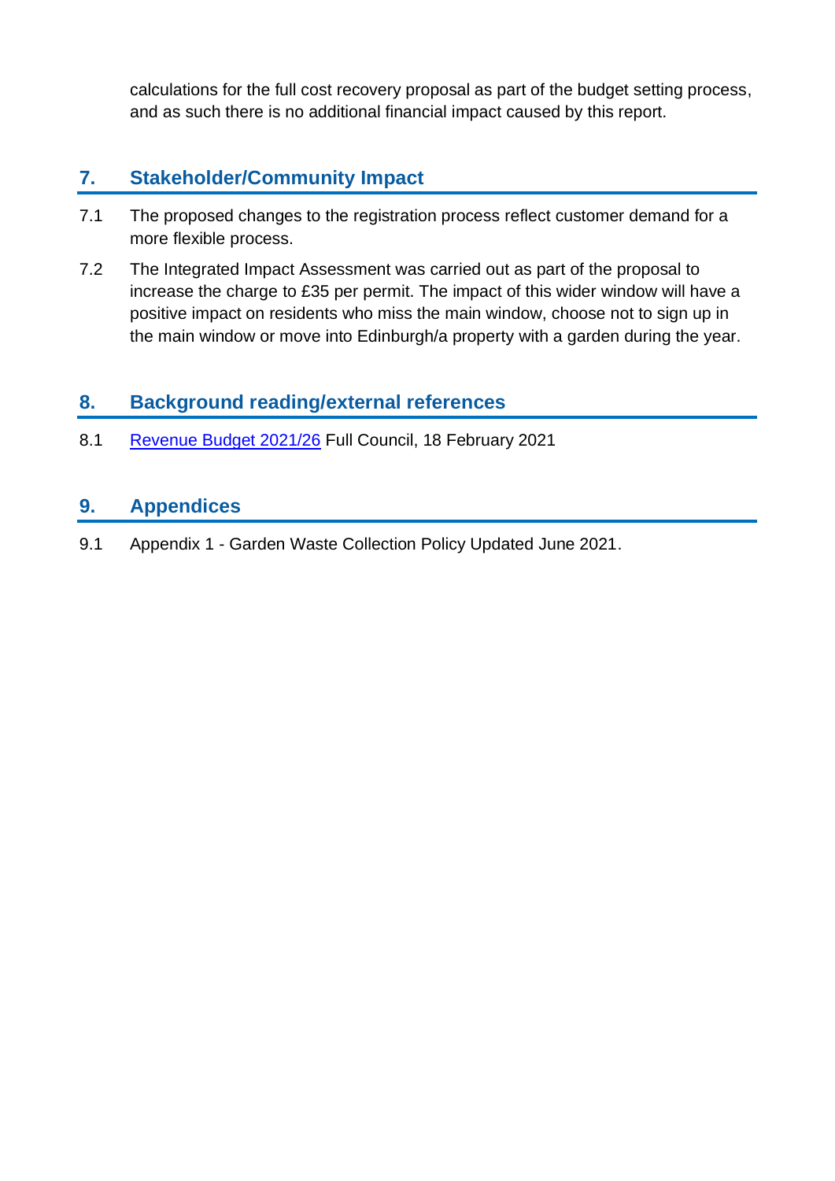calculations for the full cost recovery proposal as part of the budget setting process, and as such there is no additional financial impact caused by this report.

## 7. Stakeholder/Community Impact

7.1 The proposed changes to the registration process reflect customer demand for a more flexible process.

7.2 The Integrated Impact Assessment was carried out as part of the proposal to increase the charge to £35 per permit. The impact of this wider window will have a positive impact on residents who miss the main window, choose not to sign up in the main window or move into Edinburgh/a property with a garden during the year.

## 8. Background reading/external references

8.1 Revenue Budget 2021/26 Full Council, 18 February 2021

## 9. Appendices

9.1 Appendix 1 - Garden Waste Collection Policy Updated June 2021.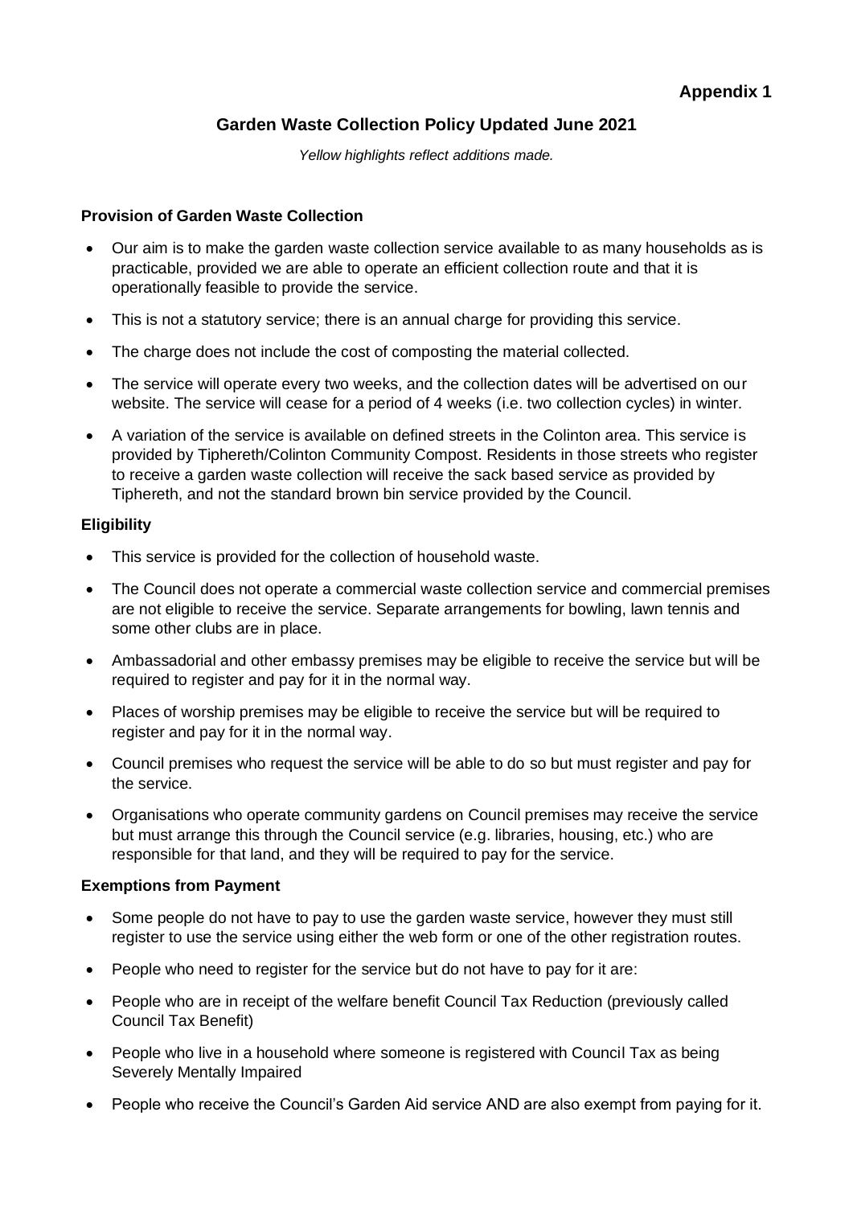**Appendix 1**

## Garden Waste Collection Policy Updated June 2021

*Yellow highlights reflect additions made.*

### Provision of Garden Waste Collection

- Our aim is to make the garden waste collection service available to as many households as is practicable, provided we are able to operate an efficient collection route and that it is operationally feasible to provide the service.
- This is not a statutory service; there is an annual charge for providing this service.
- The charge does not include the cost of composting the material collected.
- The service will operate every two weeks, and the collection dates will be advertised on our website. The service will cease for a period of 4 weeks (i.e. two collection cycles) in winter.
- A variation of the service is available on defined streets in the Colinton area. This service is provided by Tiphereth/Colinton Community Compost. Residents in those streets who register to receive a garden waste collection will receive the sack based service as provided by Tiphereth, and not the standard brown bin service provided by the Council.

### Eligibility

- This service is provided for the collection of household waste.
- The Council does not operate a commercial waste collection service and commercial premises are not eligible to receive the service. Separate arrangements for bowling, lawn tennis and some other clubs are in place.
- Ambassadorial and other embassy premises may be eligible to receive the service but will be required to register and pay for it in the normal way.
- Places of worship premises may be eligible to receive the service but will be required to register and pay for it in the normal way.
- Council premises who request the service will be able to do so but must register and pay for the service.
- Organisations who operate community gardens on Council premises may receive the service but must arrange this through the Council service (e.g. libraries, housing, etc.) who are responsible for that land, and they will be required to pay for the service.

### Exemptions from Payment

- Some people do not have to pay to use the garden waste service, however they must still register to use the service using either the web form or one of the other registration routes.
- People who need to register for the service but do not have to pay for it are:
- People who are in receipt of the welfare benefit Council Tax Reduction (previously called Council Tax Benefit)
- People who live in a household where someone is registered with Council Tax as being Severely Mentally Impaired
- People who receive the Council's Garden Aid service AND are also exempt from paying for it.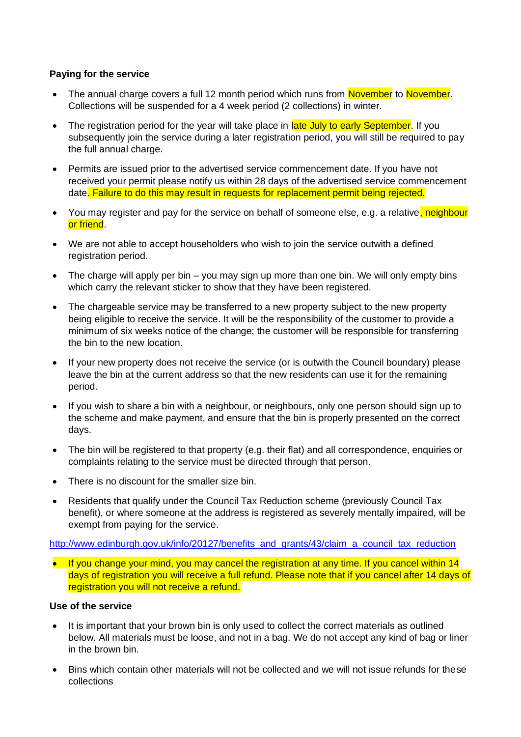**Paying for the service**

- The annual charge covers a full 12 month period which runs from November to November. Collections will be suspended for a 4 week period (2 collections) in winter.
- The registration period for the year will take place in late July to early September. If you subsequently join the service during a later registration period, you will still be required to pay the full annual charge.
- Permits are issued prior to the advertised service commencement date. If you have not received your permit please notify us within 28 days of the advertised service commencement date. Failure to do this may result in requests for replacement permit being rejected.
- You may register and pay for the service on behalf of someone else, e.g. a relative, neighbour or friend.
- We are not able to accept householders who wish to join the service outwith a defined registration period.
- The charge will apply per bin – you may sign up more than one bin. We will only empty bins which carry the relevant sticker to show that they have been registered.
- The chargeable service may be transferred to a new property subject to the new property being eligible to receive the service. It will be the responsibility of the customer to provide a minimum of six weeks notice of the change; the customer will be responsible for transferring the bin to the new location.
- If your new property does not receive the service (or is outwith the Council boundary) please leave the bin at the current address so that the new residents can use it for the remaining period.
- If you wish to share a bin with a neighbour, or neighbours, only one person should sign up to the scheme and make payment, and ensure that the bin is properly presented on the correct days.
- The bin will be registered to that property (e.g. their flat) and all correspondence, enquiries or complaints relating to the service must be directed through that person.
- There is no discount for the smaller size bin.
- Residents that qualify under the Council Tax Reduction scheme (previously Council Tax benefit), or where someone at the address is registered as severely mentally impaired, will be exempt from paying for the service.

http://www.edinburgh.gov.uk/info/20127/benefits_and_grants/43/claim_a_council_tax_reduction

- If you change your mind, you may cancel the registration at any time. If you cancel within 14 days of registration you will receive a full refund. Please note that if you cancel after 14 days of registration you will not receive a refund.

**Use of the service**

- It is important that your brown bin is only used to collect the correct materials as outlined below. All materials must be loose, and not in a bag. We do not accept any kind of bag or liner in the brown bin.
- Bins which contain other materials will not be collected and we will not issue refunds for these collections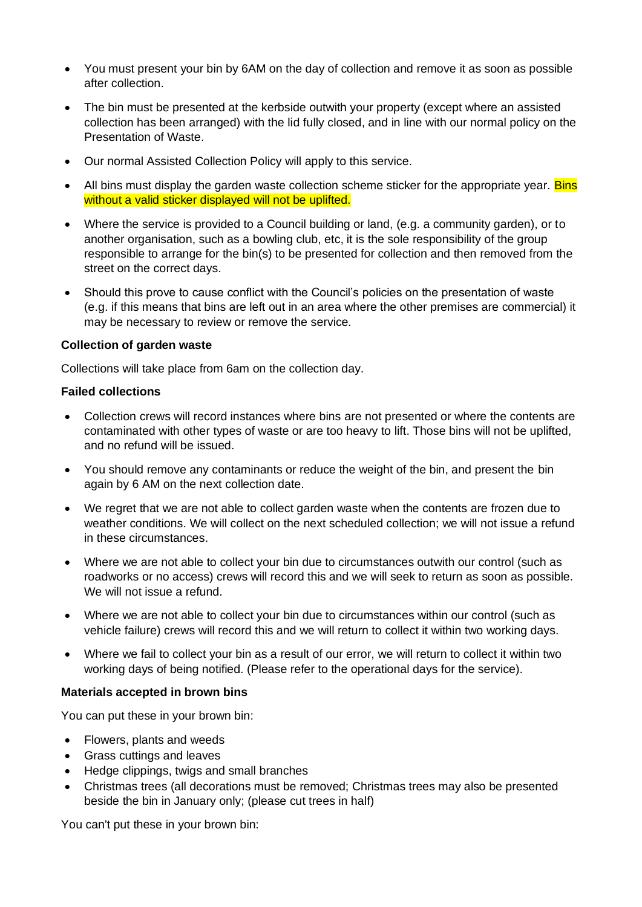- You must present your bin by 6AM on the day of collection and remove it as soon as possible after collection.
- The bin must be presented at the kerbside outwith your property (except where an assisted collection has been arranged) with the lid fully closed, and in line with our normal policy on the Presentation of Waste.
- Our normal Assisted Collection Policy will apply to this service.
- All bins must display the garden waste collection scheme sticker for the appropriate year. Bins without a valid sticker displayed will not be uplifted.
- Where the service is provided to a Council building or land, (e.g. a community garden), or to another organisation, such as a bowling club, etc, it is the sole responsibility of the group responsible to arrange for the bin(s) to be presented for collection and then removed from the street on the correct days.
- Should this prove to cause conflict with the Council's policies on the presentation of waste (e.g. if this means that bins are left out in an area where the other premises are commercial) it may be necessary to review or remove the service.

**Collection of garden waste**

Collections will take place from 6am on the collection day.

**Failed collections**

- Collection crews will record instances where bins are not presented or where the contents are contaminated with other types of waste or are too heavy to lift. Those bins will not be uplifted, and no refund will be issued.
- You should remove any contaminants or reduce the weight of the bin, and present the bin again by 6 AM on the next collection date.
- We regret that we are not able to collect garden waste when the contents are frozen due to weather conditions. We will collect on the next scheduled collection; we will not issue a refund in these circumstances.
- Where we are not able to collect your bin due to circumstances outwith our control (such as roadworks or no access) crews will record this and we will seek to return as soon as possible. We will not issue a refund.
- Where we are not able to collect your bin due to circumstances within our control (such as vehicle failure) crews will record this and we will return to collect it within two working days.
- Where we fail to collect your bin as a result of our error, we will return to collect it within two working days of being notified. (Please refer to the operational days for the service).

**Materials accepted in brown bins**

You can put these in your brown bin:

- Flowers, plants and weeds
- Grass cuttings and leaves
- Hedge clippings, twigs and small branches
- Christmas trees (all decorations must be removed; Christmas trees may also be presented beside the bin in January only; (please cut trees in half)

You can't put these in your brown bin: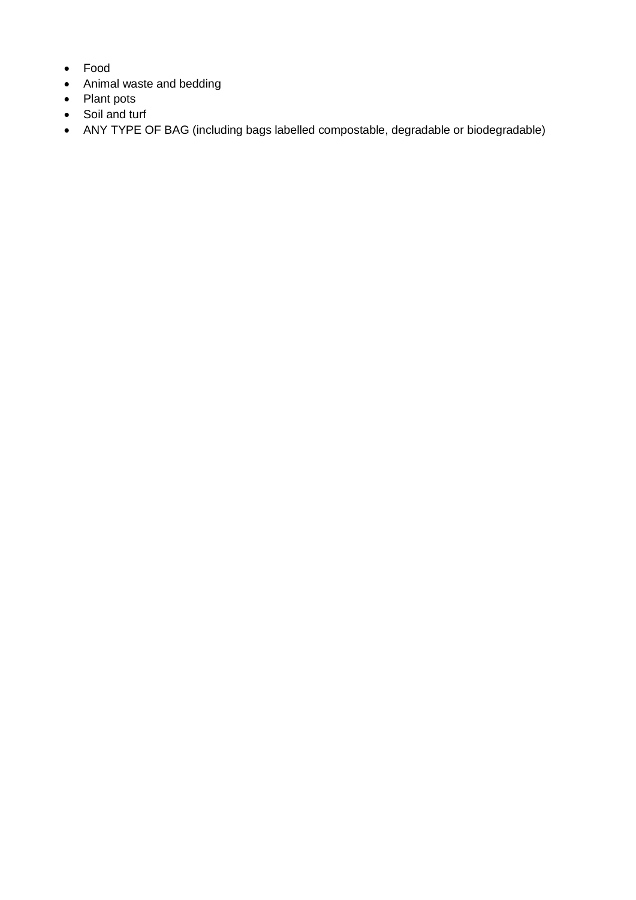- Food
- Animal waste and bedding
- Plant pots
- Soil and turf
- ANY TYPE OF BAG (including bags labelled compostable, degradable or biodegradable)